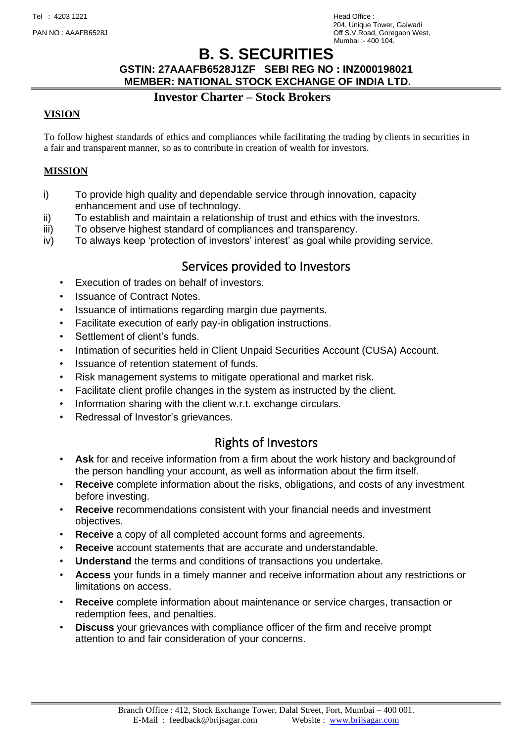Tel : 4203 1221

PAN NO : AAAFB6528J

Head Office :
204, Unique Tower, Gaiwadi
Off S.V.Road, Goregaon West,
Mumbai :- 400 104.

# B. S. SECURITIES

**GSTIN: 27AAAFB6528J1ZF SEBI REG NO : INZ000198021**

**MEMBER: NATIONAL STOCK EXCHANGE OF INDIA LTD.**

## Investor Charter – Stock Brokers

### VISION

To follow highest standards of ethics and compliances while facilitating the trading by clients in securities in a fair and transparent manner, so as to contribute in creation of wealth for investors.

### MISSION

i) To provide high quality and dependable service through innovation, capacity enhancement and use of technology.

ii) To establish and maintain a relationship of trust and ethics with the investors.

iii) To observe highest standard of compliances and transparency.

iv) To always keep 'protection of investors' interest' as goal while providing service.

## Services provided to Investors

- Execution of trades on behalf of investors.
- Issuance of Contract Notes.
- Issuance of intimations regarding margin due payments.
- Facilitate execution of early pay-in obligation instructions.
- Settlement of client's funds.
- Intimation of securities held in Client Unpaid Securities Account (CUSA) Account.
- Issuance of retention statement of funds.
- Risk management systems to mitigate operational and market risk.
- Facilitate client profile changes in the system as instructed by the client.
- Information sharing with the client w.r.t. exchange circulars.
- Redressal of Investor's grievances.

## Rights of Investors

- **Ask** for and receive information from a firm about the work history and background of the person handling your account, as well as information about the firm itself.
- **Receive** complete information about the risks, obligations, and costs of any investment before investing.
- **Receive** recommendations consistent with your financial needs and investment objectives.
- **Receive** a copy of all completed account forms and agreements.
- **Receive** account statements that are accurate and understandable.
- **Understand** the terms and conditions of transactions you undertake.
- **Access** your funds in a timely manner and receive information about any restrictions or limitations on access.
- **Receive** complete information about maintenance or service charges, transaction or redemption fees, and penalties.
- **Discuss** your grievances with compliance officer of the firm and receive prompt attention to and fair consideration of your concerns.

Branch Office : 412, Stock Exchange Tower, Dalal Street, Fort, Mumbai – 400 001.
E-Mail : feedback@brijsagar.com Website : www.brijsagar.com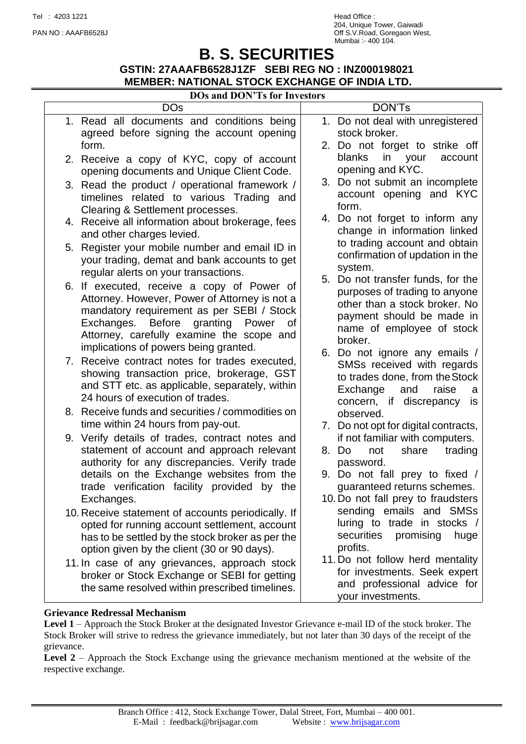Tel : 4203 1221

PAN NO : AAAFB6528J

Head Office :
204, Unique Tower, Gaiwadi
Off S.V.Road, Goregaon West,
Mumbai :- 400 104.

# B. S. SECURITIES

**GSTIN: 27AAAFB6528J1ZF SEBI REG NO : INZ000198021**

**MEMBER: NATIONAL STOCK EXCHANGE OF INDIA LTD.**

## DOs and DON'Ts for Investors

| DOs | DON'Ts |
|---|---|
| 1. Read all documents and conditions being agreed before signing the account opening form. | 1. Do not deal with unregistered stock broker. |
| 2. Receive a copy of KYC, copy of account opening documents and Unique Client Code. | 2. Do not forget to strike off blanks in your account opening and KYC. |
| 3. Read the product / operational framework / timelines related to various Trading and Clearing & Settlement processes. | 3. Do not submit an incomplete account opening and KYC form. |
| 4. Receive all information about brokerage, fees and other charges levied. | 4. Do not forget to inform any change in information linked to trading account and obtain confirmation of updation in the system. |
| 5. Register your mobile number and email ID in your trading, demat and bank accounts to get regular alerts on your transactions. | 5. Do not transfer funds, for the purposes of trading to anyone other than a stock broker. No payment should be made in name of employee of stock broker. |
| 6. If executed, receive a copy of Power of Attorney. However, Power of Attorney is not a mandatory requirement as per SEBI / Stock Exchanges. Before granting Power of Attorney, carefully examine the scope and implications of powers being granted. | 6. Do not ignore any emails / SMSs received with regards to trades done, from the Stock Exchange and raise a concern, if discrepancy is observed. |
| 7. Receive contract notes for trades executed, showing transaction price, brokerage, GST and STT etc. as applicable, separately, within 24 hours of execution of trades. | 7. Do not opt for digital contracts, if not familiar with computers. |
| 8. Receive funds and securities / commodities on time within 24 hours from pay-out. | 8. Do not share trading password. |
| 9. Verify details of trades, contract notes and statement of account and approach relevant authority for any discrepancies. Verify trade details on the Exchange websites from the trade verification facility provided by the Exchanges. | 9. Do not fall prey to fixed / guaranteed returns schemes. |
| 10. Receive statement of accounts periodically. If opted for running account settlement, account has to be settled by the stock broker as per the option given by the client (30 or 90 days). | 10. Do not fall prey to fraudsters sending emails and SMSs luring to trade in stocks / securities promising huge profits. |
| 11. In case of any grievances, approach stock broker or Stock Exchange or SEBI for getting the same resolved within prescribed timelines. | 11. Do not follow herd mentality for investments. Seek expert and professional advice for your investments. |

**Grievance Redressal Mechanism**

**Level 1** – Approach the Stock Broker at the designated Investor Grievance e-mail ID of the stock broker. The Stock Broker will strive to redress the grievance immediately, but not later than 30 days of the receipt of the grievance.

**Level 2** – Approach the Stock Exchange using the grievance mechanism mentioned at the website of the respective exchange.

Branch Office : 412, Stock Exchange Tower, Dalal Street, Fort, Mumbai – 400 001.
E-Mail : feedback@brijsagar.com Website : www.brijsagar.com